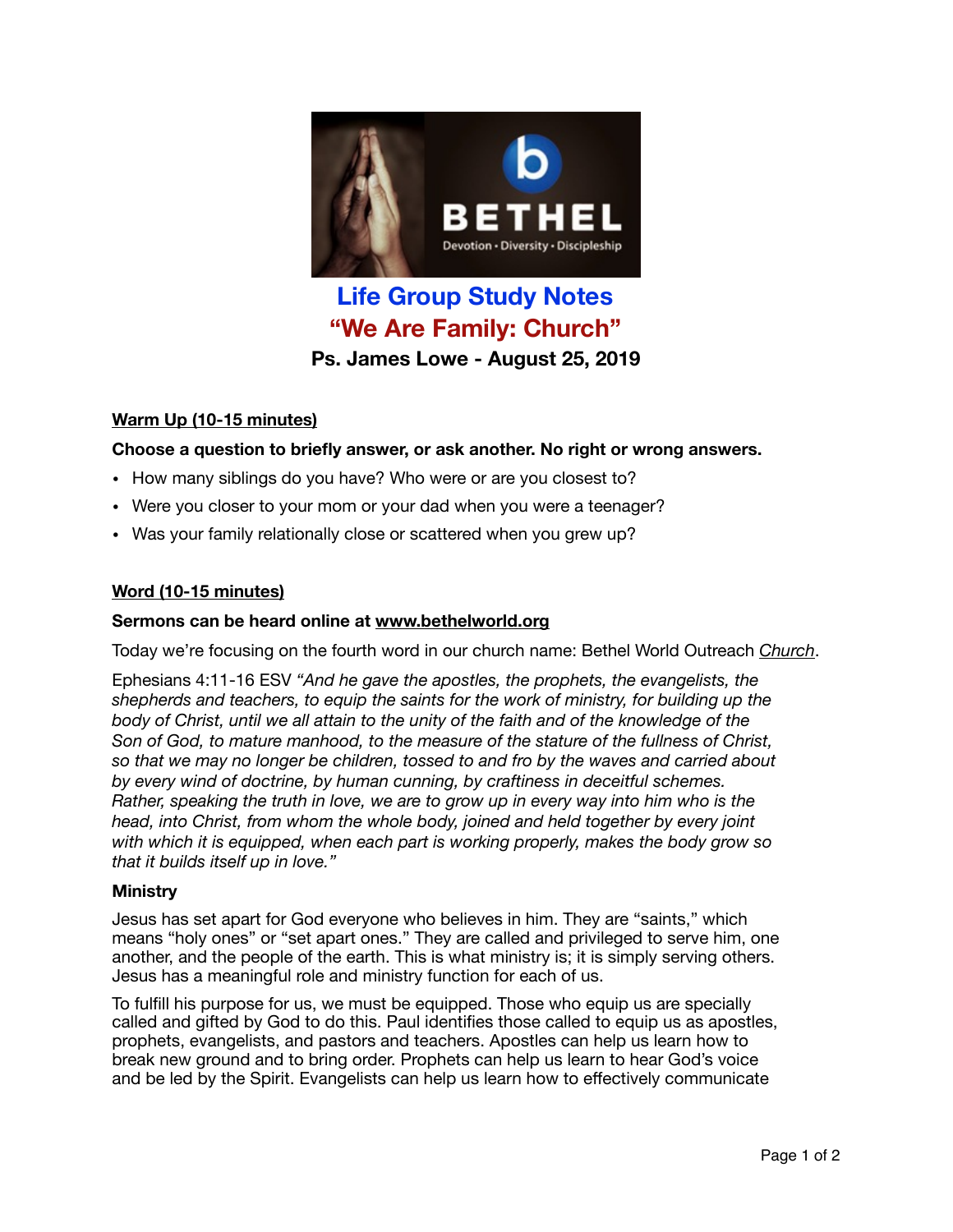# Life Group Study Notes

## "We Are Family: Church"

### Ps. James Lowe - August 25, 2019

**Warm Up (10-15 minutes)**

**Choose a question to briefly answer, or ask another. No right or wrong answers.**

- How many siblings do you have? Who were or are you closest to?
- Were you closer to your mom or your dad when you were a teenager?
- Was your family relationally close or scattered when you grew up?

**Word (10-15 minutes)**

**Sermons can be heard online at www.bethelworld.org**

Today we're focusing on the fourth word in our church name: Bethel World Outreach *Church*.

Ephesians 4:11-16 ESV *"And he gave the apostles, the prophets, the evangelists, the shepherds and teachers, to equip the saints for the work of ministry, for building up the body of Christ, until we all attain to the unity of the faith and of the knowledge of the Son of God, to mature manhood, to the measure of the stature of the fullness of Christ, so that we may no longer be children, tossed to and fro by the waves and carried about by every wind of doctrine, by human cunning, by craftiness in deceitful schemes. Rather, speaking the truth in love, we are to grow up in every way into him who is the head, into Christ, from whom the whole body, joined and held together by every joint with which it is equipped, when each part is working properly, makes the body grow so that it builds itself up in love."*

**Ministry**

Jesus has set apart for God everyone who believes in him. They are "saints," which means "holy ones" or "set apart ones." They are called and privileged to serve him, one another, and the people of the earth. This is what ministry is; it is simply serving others. Jesus has a meaningful role and ministry function for each of us.

To fulfill his purpose for us, we must be equipped. Those who equip us are specially called and gifted by God to do this. Paul identifies those called to equip us as apostles, prophets, evangelists, and pastors and teachers. Apostles can help us learn how to break new ground and to bring order. Prophets can help us learn to hear God's voice and be led by the Spirit. Evangelists can help us learn how to effectively communicate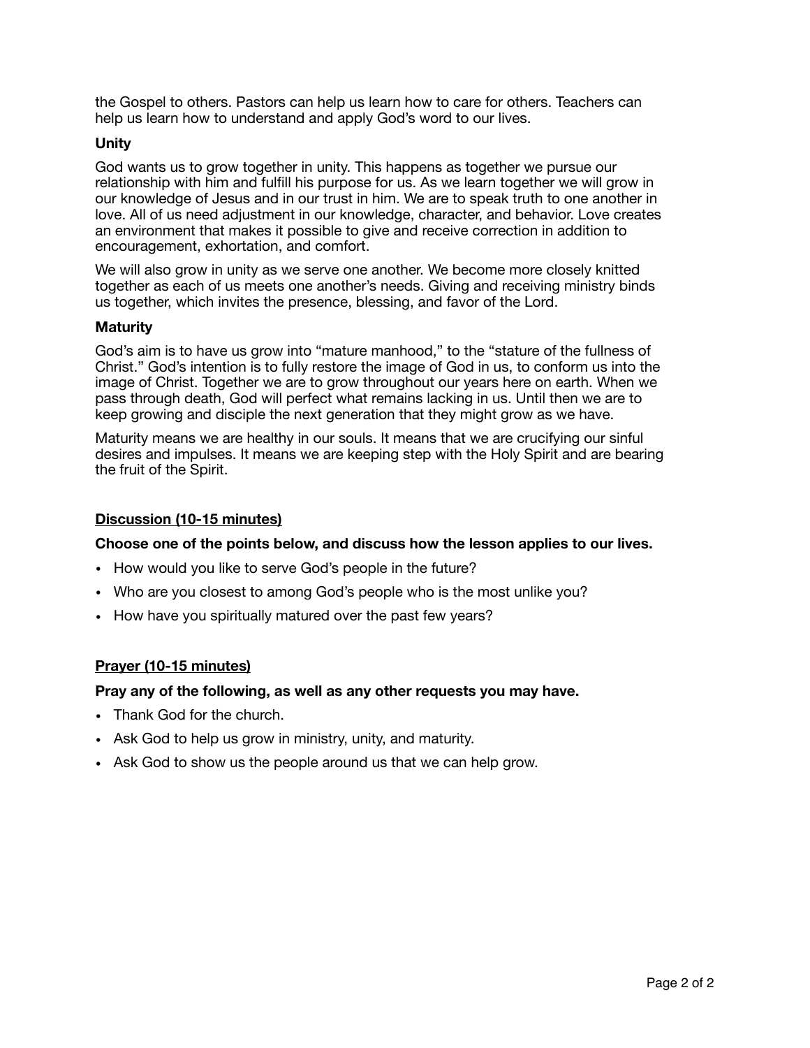the Gospel to others. Pastors can help us learn how to care for others. Teachers can help us learn how to understand and apply God's word to our lives.

**Unity**

God wants us to grow together in unity. This happens as together we pursue our relationship with him and fulfill his purpose for us. As we learn together we will grow in our knowledge of Jesus and in our trust in him. We are to speak truth to one another in love. All of us need adjustment in our knowledge, character, and behavior. Love creates an environment that makes it possible to give and receive correction in addition to encouragement, exhortation, and comfort.

We will also grow in unity as we serve one another. We become more closely knitted together as each of us meets one another's needs. Giving and receiving ministry binds us together, which invites the presence, blessing, and favor of the Lord.

**Maturity**

God's aim is to have us grow into "mature manhood," to the "stature of the fullness of Christ." God's intention is to fully restore the image of God in us, to conform us into the image of Christ. Together we are to grow throughout our years here on earth. When we pass through death, God will perfect what remains lacking in us. Until then we are to keep growing and disciple the next generation that they might grow as we have.

Maturity means we are healthy in our souls. It means that we are crucifying our sinful desires and impulses. It means we are keeping step with the Holy Spirit and are bearing the fruit of the Spirit.

## Discussion (10-15 minutes)

**Choose one of the points below, and discuss how the lesson applies to our lives.**

- How would you like to serve God's people in the future?
- Who are you closest to among God's people who is the most unlike you?
- How have you spiritually matured over the past few years?

## Prayer (10-15 minutes)

**Pray any of the following, as well as any other requests you may have.**

- Thank God for the church.
- Ask God to help us grow in ministry, unity, and maturity.
- Ask God to show us the people around us that we can help grow.